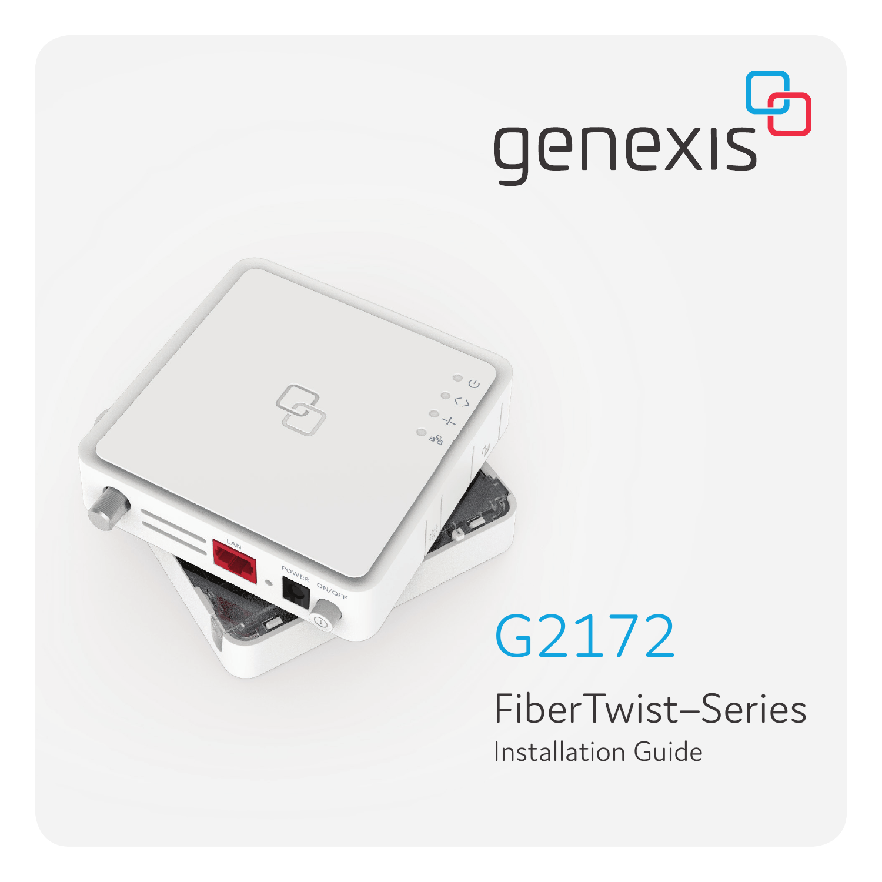genexis

# G2172

## FiberTwist–Series

Installation Guide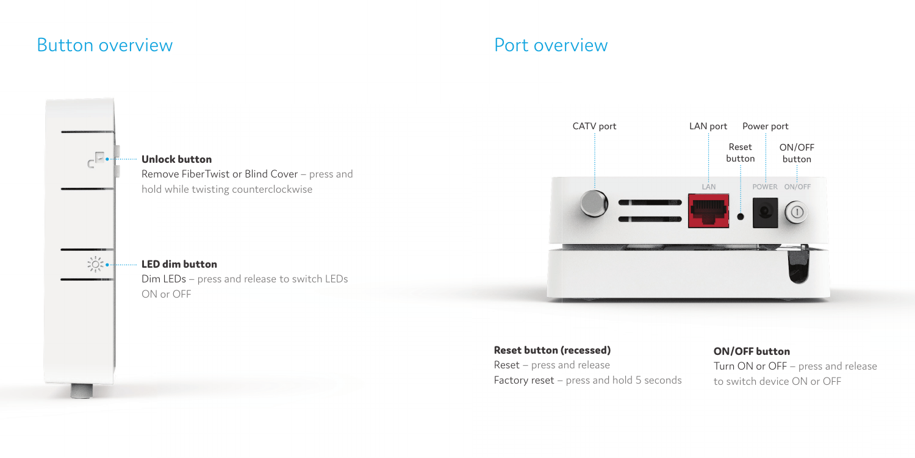## Button overview

**Unlock button**
Remove FiberTwist or Blind Cover – press and hold while twisting counterclockwise

**LED dim button**
Dim LEDs – press and release to switch LEDs ON or OFF

## Port overview

CATV port

LAN port

Power port

Reset button

ON/OFF button

LAN

POWER

ON/OFF

**Reset button (recessed)**
Reset – press and release
Factory reset – press and hold 5 seconds

**ON/OFF button**
Turn ON or OFF – press and release to switch device ON or OFF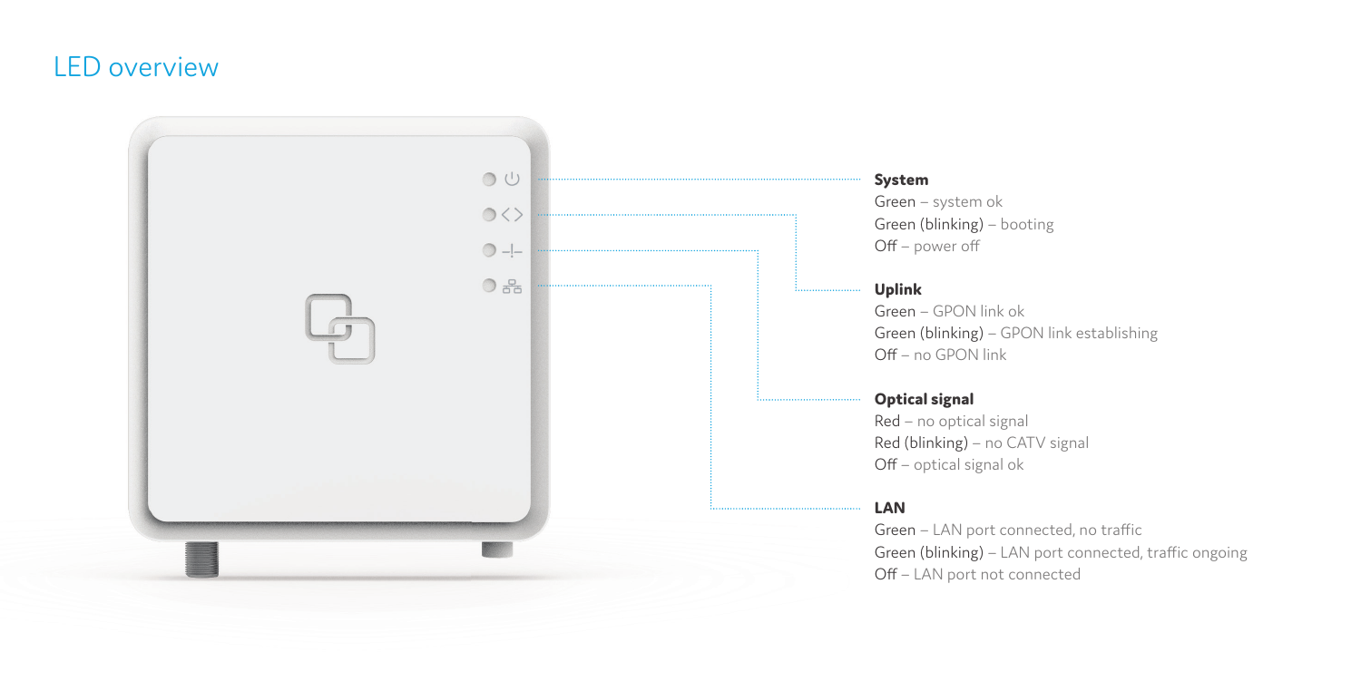# LED overview

**System**

Green – system ok
Green (blinking) – booting
Off – power off

**Uplink**

Green – GPON link ok
Green (blinking) – GPON link establishing
Off – no GPON link

**Optical signal**

Red – no optical signal
Red (blinking) – no CATV signal
Off – optical signal ok

**LAN**

Green – LAN port connected, no traffic
Green (blinking) – LAN port connected, traffic ongoing
Off – LAN port not connected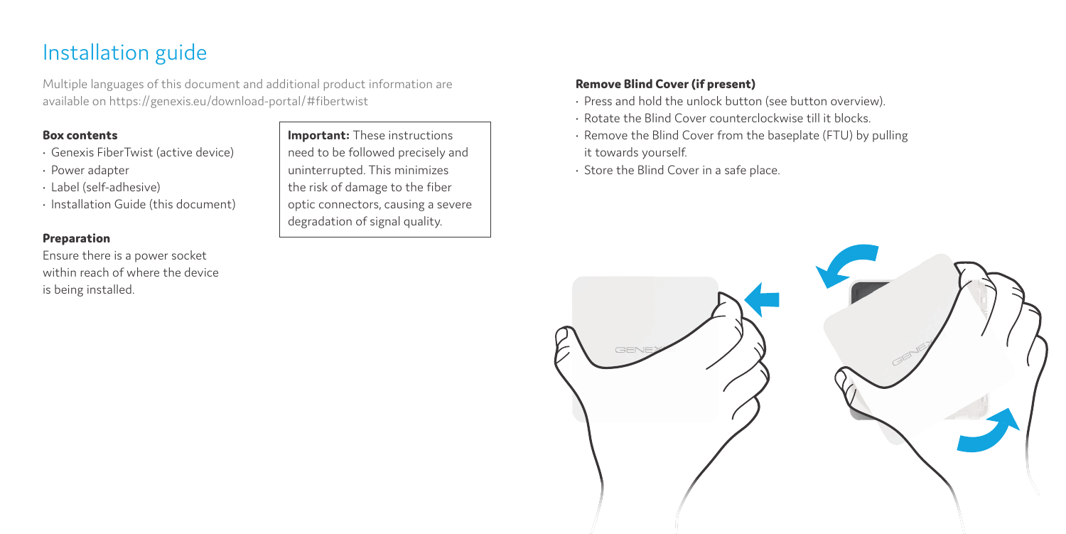# Installation guide

Multiple languages of this document and additional product information are available on https://genexis.eu/download-portal/#fibertwist

### Box contents

- Genexis FiberTwist (active device)
- Power adapter
- Label (self-adhesive)
- Installation Guide (this document)

### Preparation

Ensure there is a power socket within reach of where the device is being installed.

**Important:** These instructions need to be followed precisely and uninterrupted. This minimizes the risk of damage to the fiber optic connectors, causing a severe degradation of signal quality.

### Remove Blind Cover (if present)

- Press and hold the unlock button (see button overview).
- Rotate the Blind Cover counterclockwise till it blocks.
- Remove the Blind Cover from the baseplate (FTU) by pulling it towards yourself.
- Store the Blind Cover in a safe place.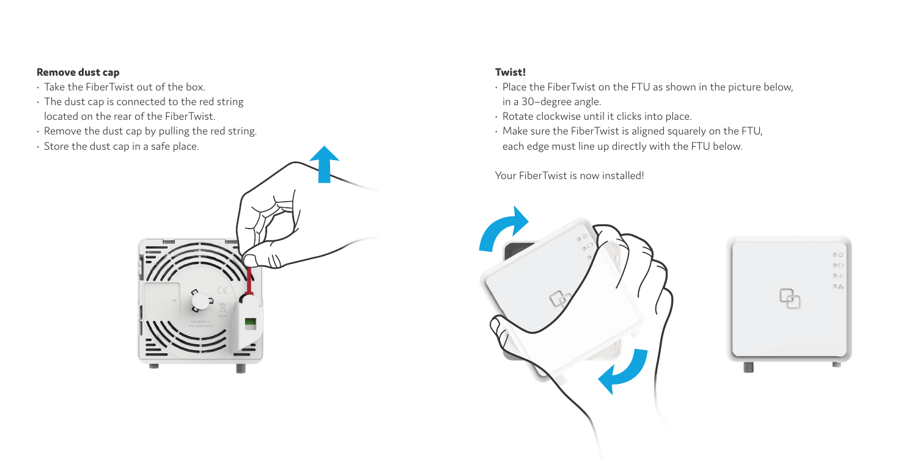**Remove dust cap**

- Take the FiberTwist out of the box.
- The dust cap is connected to the red string located on the rear of the FiberTwist.
- Remove the dust cap by pulling the red string.
- Store the dust cap in a safe place.

**Twist!**

- Place the FiberTwist on the FTU as shown in the picture below, in a 30–degree angle.
- Rotate clockwise until it clicks into place.
- Make sure the FiberTwist is aligned squarely on the FTU, each edge must line up directly with the FTU below.

Your FiberTwist is now installed!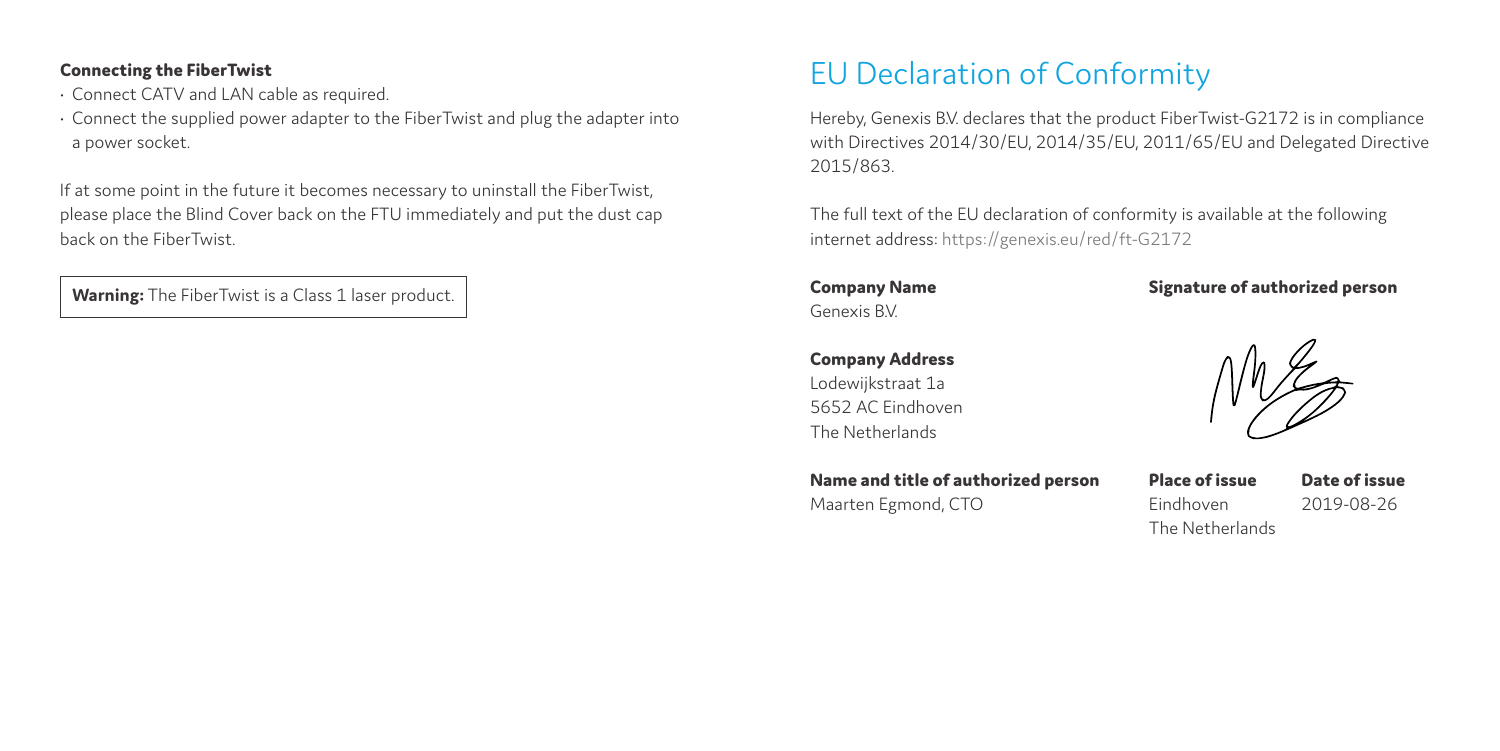### Connecting the FiberTwist

- Connect CATV and LAN cable as required.
- Connect the supplied power adapter to the FiberTwist and plug the adapter into a power socket.

If at some point in the future it becomes necessary to uninstall the FiberTwist, please place the Blind Cover back on the FTU immediately and put the dust cap back on the FiberTwist.

**Warning:** The FiberTwist is a Class 1 laser product.

# EU Declaration of Conformity

Hereby, Genexis B.V. declares that the product FiberTwist-G2172 is in compliance with Directives 2014/30/EU, 2014/35/EU, 2011/65/EU and Delegated Directive 2015/863.

The full text of the EU declaration of conformity is available at the following internet address: https://genexis.eu/red/ft-G2172

**Company Name**
Genexis B.V.

**Company Address**
Lodewijkstraat 1a
5652 AC Eindhoven
The Netherlands

**Name and title of authorized person**
Maarten Egmond, CTO

**Signature of authorized person**

**Place of issue**
Eindhoven
The Netherlands

**Date of issue**
2019-08-26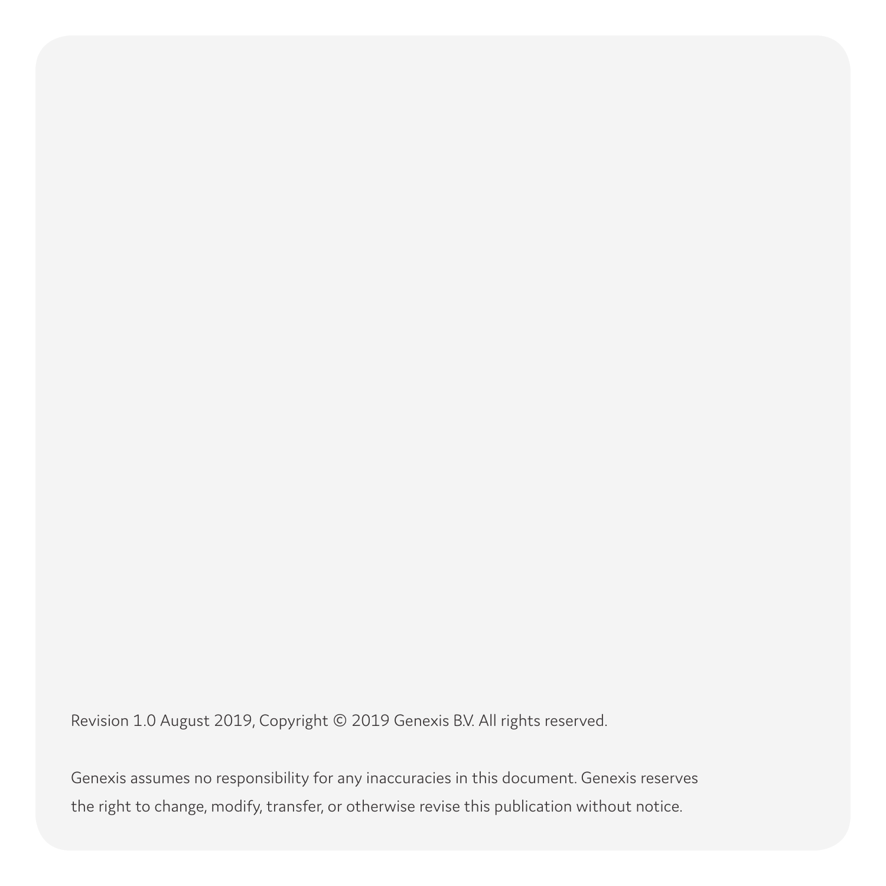Revision 1.0 August 2019, Copyright © 2019 Genexis B.V. All rights reserved.

Genexis assumes no responsibility for any inaccuracies in this document. Genexis reserves the right to change, modify, transfer, or otherwise revise this publication without notice.